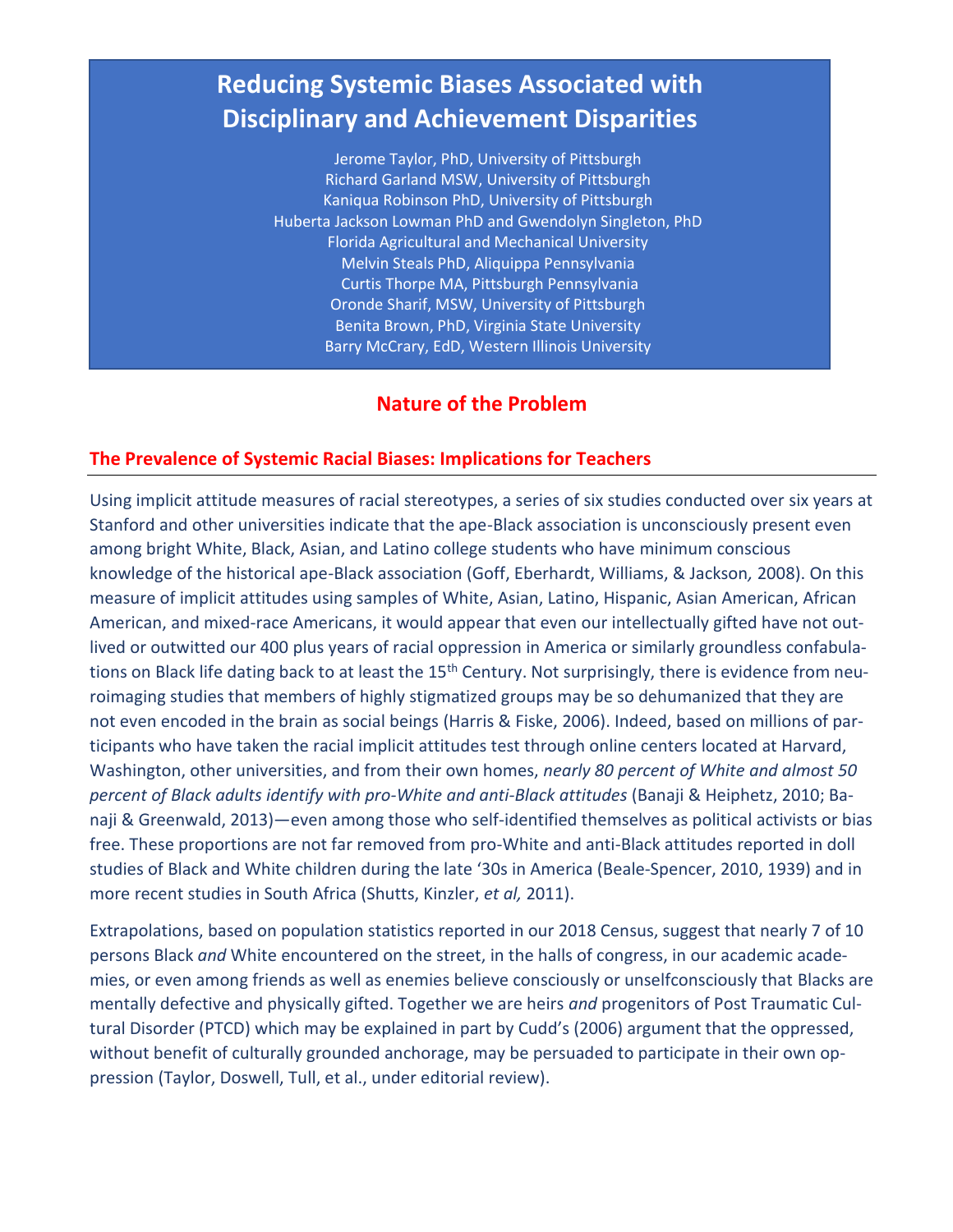# Reducing Systemic Biases Associated with Disciplinary and Achievement Disparities

Jerome Taylor, PhD, University of Pittsburgh
Richard Garland MSW, University of Pittsburgh
Kaniqua Robinson PhD, University of Pittsburgh
Huberta Jackson Lowman PhD and Gwendolyn Singleton, PhD
Florida Agricultural and Mechanical University
Melvin Steals PhD, Aliquippa Pennsylvania
Curtis Thorpe MA, Pittsburgh Pennsylvania
Oronde Sharif, MSW, University of Pittsburgh
Benita Brown, PhD, Virginia State University
Barry McCrary, EdD, Western Illinois University

## Nature of the Problem

### The Prevalence of Systemic Racial Biases: Implications for Teachers

Using implicit attitude measures of racial stereotypes, a series of six studies conducted over six years at Stanford and other universities indicate that the ape-Black association is unconsciously present even among bright White, Black, Asian, and Latino college students who have minimum conscious knowledge of the historical ape-Black association (Goff, Eberhardt, Williams, & Jackson*,* 2008). On this measure of implicit attitudes using samples of White, Asian, Latino, Hispanic, Asian American, African American, and mixed-race Americans, it would appear that even our intellectually gifted have not outlived or outwitted our 400 plus years of racial oppression in America or similarly groundless confabulations on Black life dating back to at least the 15th Century. Not surprisingly, there is evidence from neuroimaging studies that members of highly stigmatized groups may be so dehumanized that they are not even encoded in the brain as social beings (Harris & Fiske, 2006). Indeed, based on millions of participants who have taken the racial implicit attitudes test through online centers located at Harvard, Washington, other universities, and from their own homes, *nearly 80 percent of White and almost 50 percent of Black adults identify with pro-White and anti-Black attitudes* (Banaji & Heiphetz, 2010; Banaji & Greenwald, 2013)—even among those who self-identified themselves as political activists or bias free. These proportions are not far removed from pro-White and anti-Black attitudes reported in doll studies of Black and White children during the late '30s in America (Beale-Spencer, 2010, 1939) and in more recent studies in South Africa (Shutts, Kinzler, *et al,* 2011).

Extrapolations, based on population statistics reported in our 2018 Census, suggest that nearly 7 of 10 persons Black *and* White encountered on the street, in the halls of congress, in our academic academies, or even among friends as well as enemies believe consciously or unselfconsciously that Blacks are mentally defective and physically gifted. Together we are heirs *and* progenitors of Post Traumatic Cultural Disorder (PTCD) which may be explained in part by Cudd's (2006) argument that the oppressed, without benefit of culturally grounded anchorage, may be persuaded to participate in their own oppression (Taylor, Doswell, Tull, et al., under editorial review).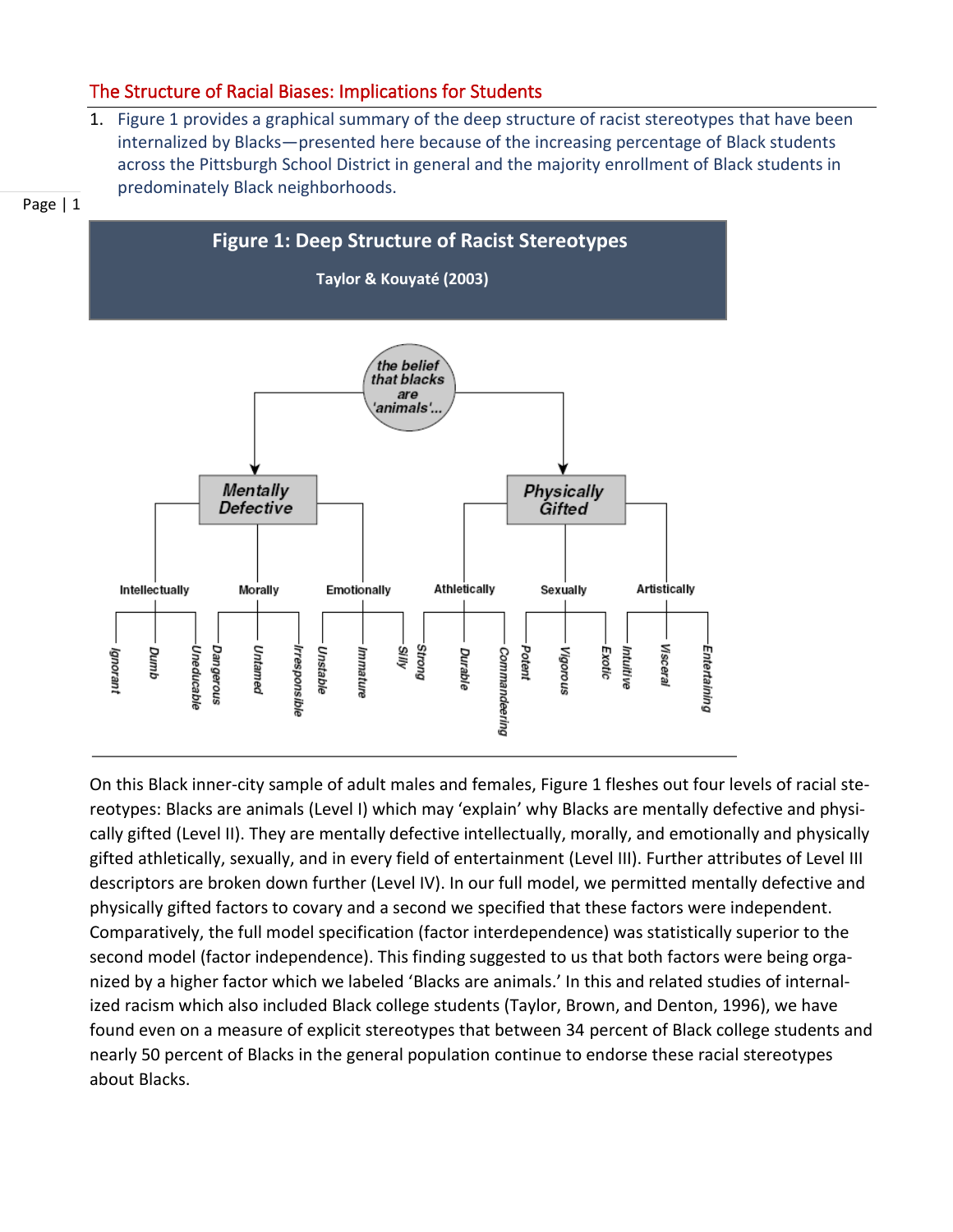## The Structure of Racial Biases: Implications for Students

1. Figure 1 provides a graphical summary of the deep structure of racist stereotypes that have been internalized by Blacks—presented here because of the increasing percentage of Black students across the Pittsburgh School District in general and the majority enrollment of Black students in predominately Black neighborhoods.

**Figure 1: Deep Structure of Racist Stereotypes**

**Taylor & Kouyaté (2003)**

- *the belief that blacks are 'animals'...*
  - **Mentally Defective**
    - Intellectually: Ignorant, Dumb, Uneducable
    - Morally: Dangerous, Untamed, Irresponsible
    - Emotionally: Unstable, Immature, Silly
  - **Physically Gifted**
    - Athletically: Strong, Durable, Commandeering
    - Sexually: Potent, Vigorous, Exotic
    - Artistically: Intuitive, Visceral, Entertaining

On this Black inner-city sample of adult males and females, Figure 1 fleshes out four levels of racial stereotypes: Blacks are animals (Level I) which may 'explain' why Blacks are mentally defective and physically gifted (Level II). They are mentally defective intellectually, morally, and emotionally and physically gifted athletically, sexually, and in every field of entertainment (Level III). Further attributes of Level III descriptors are broken down further (Level IV). In our full model, we permitted mentally defective and physically gifted factors to covary and a second we specified that these factors were independent. Comparatively, the full model specification (factor interdependence) was statistically superior to the second model (factor independence). This finding suggested to us that both factors were being organized by a higher factor which we labeled 'Blacks are animals.' In this and related studies of internalized racism which also included Black college students (Taylor, Brown, and Denton, 1996), we have found even on a measure of explicit stereotypes that between 34 percent of Black college students and nearly 50 percent of Blacks in the general population continue to endorse these racial stereotypes about Blacks.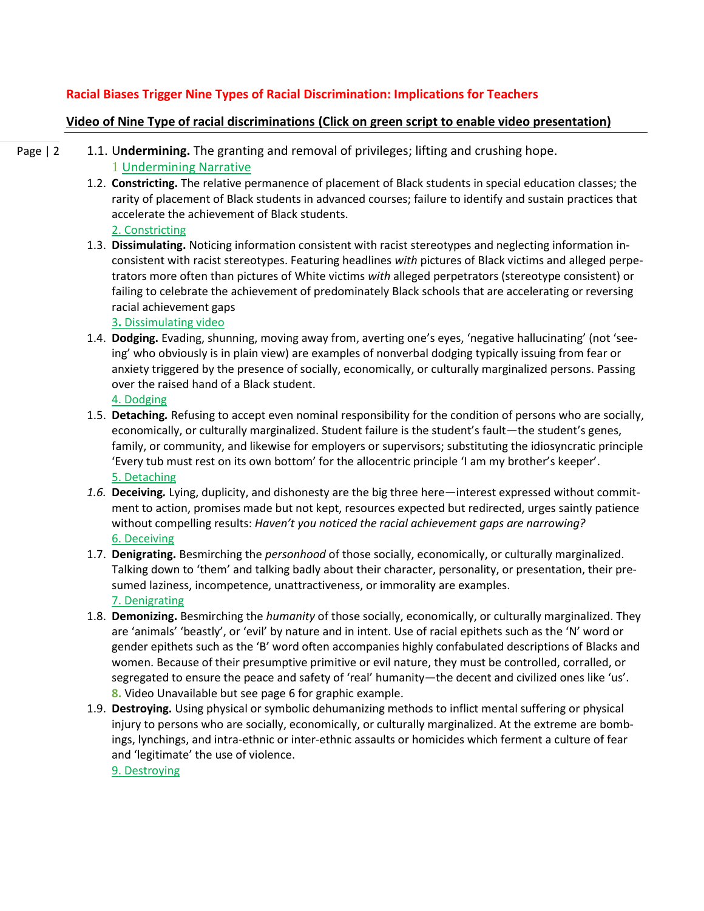**Racial Biases Trigger Nine Types of Racial Discrimination: Implications for Teachers**

**Video of Nine Type of racial discriminations (Click on green script to enable video presentation)**

1.1. U**ndermining.** The granting and removal of privileges; lifting and crushing hope.
   1 Undermining Narrative
1.2. **Constricting.** The relative permanence of placement of Black students in special education classes; the rarity of placement of Black students in advanced courses; failure to identify and sustain practices that accelerate the achievement of Black students.
   2. Constricting
1.3. **Dissimulating.** Noticing information consistent with racist stereotypes and neglecting information inconsistent with racist stereotypes. Featuring headlines *with* pictures of Black victims and alleged perpetrators more often than pictures of White victims *with* alleged perpetrators (stereotype consistent) or failing to celebrate the achievement of predominately Black schools that are accelerating or reversing racial achievement gaps
   3. Dissimulating video
1.4. **Dodging.** Evading, shunning, moving away from, averting one's eyes, 'negative hallucinating' (not 'seeing' who obviously is in plain view) are examples of nonverbal dodging typically issuing from fear or anxiety triggered by the presence of socially, economically, or culturally marginalized persons. Passing over the raised hand of a Black student.
   4. Dodging
1.5. **Detaching.** Refusing to accept even nominal responsibility for the condition of persons who are socially, economically, or culturally marginalized. Student failure is the student's fault—the student's genes, family, or community, and likewise for employers or supervisors; substituting the idiosyncratic principle 'Every tub must rest on its own bottom' for the allocentric principle 'I am my brother's keeper'.
   5. Detaching
*1.6.* **Deceiving.** Lying, duplicity, and dishonesty are the big three here—interest expressed without commitment to action, promises made but not kept, resources expected but redirected, urges saintly patience without compelling results: *Haven't you noticed the racial achievement gaps are narrowing?*
   6. Deceiving
1.7. **Denigrating.** Besmirching the *personhood* of those socially, economically, or culturally marginalized. Talking down to 'them' and talking badly about their character, personality, or presentation, their presumed laziness, incompetence, unattractiveness, or immorality are examples.
   7. Denigrating
1.8. **Demonizing.** Besmirching the *humanity* of those socially, economically, or culturally marginalized. They are 'animals' 'beastly', or 'evil' by nature and in intent. Use of racial epithets such as the 'N' word or gender epithets such as the 'B' word often accompanies highly confabulated descriptions of Blacks and women. Because of their presumptive primitive or evil nature, they must be controlled, corralled, or segregated to ensure the peace and safety of 'real' humanity—the decent and civilized ones like 'us'.
   **8.** Video Unavailable but see page 6 for graphic example.
1.9. **Destroying.** Using physical or symbolic dehumanizing methods to inflict mental suffering or physical injury to persons who are socially, economically, or culturally marginalized. At the extreme are bombings, lynchings, and intra-ethnic or inter-ethnic assaults or homicides which ferment a culture of fear and 'legitimate' the use of violence.
   9. Destroying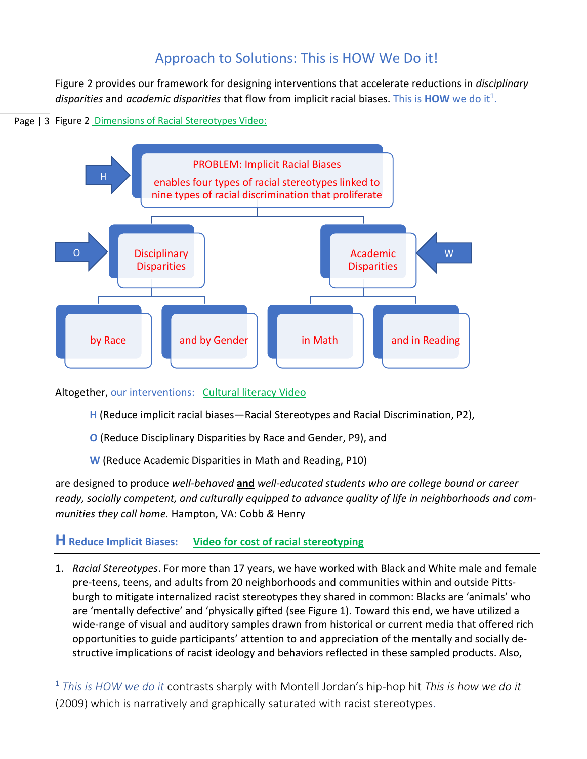## Approach to Solutions: This is HOW We Do it!

Figure 2 provides our framework for designing interventions that accelerate reductions in *disciplinary disparities* and *academic disparities* that flow from implicit racial biases. This is **HOW** we do it[1].

Figure 2 Dimensions of Racial Stereotypes Video:

H → PROBLEM: Implicit Racial Biases enables four types of racial stereotypes linked to nine types of racial discrimination that proliferate

O → Disciplinary Disparities
- by Race
- and by Gender

W → Academic Disparities
- in Math
- and in Reading

Altogether, our interventions: Cultural literacy Video

**H** (Reduce implicit racial biases—Racial Stereotypes and Racial Discrimination, P2),

**O** (Reduce Disciplinary Disparities by Race and Gender, P9), and

**W** (Reduce Academic Disparities in Math and Reading, P10)

are designed to produce *well-behaved* **and** *well-educated students who are college bound or career ready, socially competent, and culturally equipped to advance quality of life in neighborhoods and communities they call home.* Hampton, VA: Cobb & Henry

## H Reduce Implicit Biases: Video for cost of racial stereotyping

1. *Racial Stereotypes*. For more than 17 years, we have worked with Black and White male and female pre-teens, teens, and adults from 20 neighborhoods and communities within and outside Pittsburgh to mitigate internalized racist stereotypes they shared in common: Blacks are 'animals' who are 'mentally defective' and 'physically gifted (see Figure 1). Toward this end, we have utilized a wide-range of visual and auditory samples drawn from historical or current media that offered rich opportunities to guide participants' attention to and appreciation of the mentally and socially destructive implications of racist ideology and behaviors reflected in these sampled products. Also,

---

[1] *This is HOW we do it* contrasts sharply with Montell Jordan's hip-hop hit *This is how we do it* (2009) which is narratively and graphically saturated with racist stereotypes.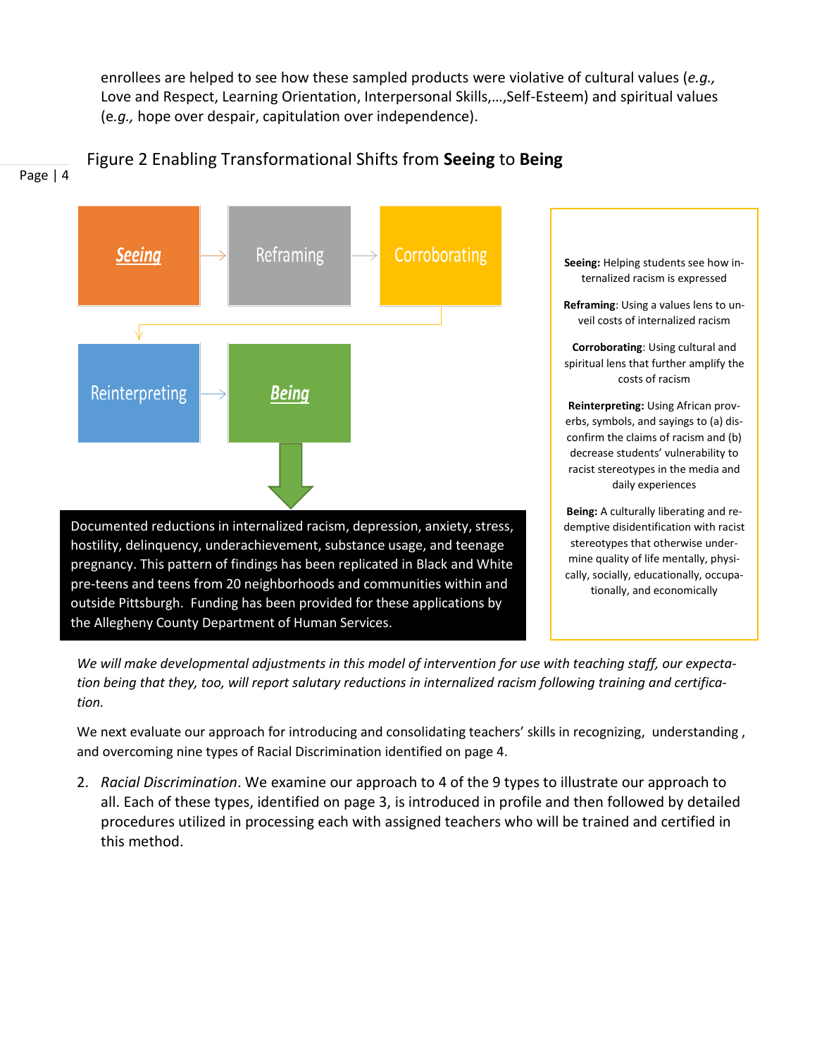enrollees are helped to see how these sampled products were violative of cultural values (*e.g.,* Love and Respect, Learning Orientation, Interpersonal Skills,…,Self-Esteem) and spiritual values (*e.g.,* hope over despair, capitulation over independence).

Figure 2 Enabling Transformational Shifts from **Seeing** to **Being**

***Seeing*** → Reframing → Corroborating → Reinterpreting → ***Being***

Documented reductions in internalized racism, depression, anxiety, stress, hostility, delinquency, underachievement, substance usage, and teenage pregnancy. This pattern of findings has been replicated in Black and White pre-teens and teens from 20 neighborhoods and communities within and outside Pittsburgh. Funding has been provided for these applications by the Allegheny County Department of Human Services.

**Seeing:** Helping students see how internalized racism is expressed

**Reframing**: Using a values lens to unveil costs of internalized racism

**Corroborating**: Using cultural and spiritual lens that further amplify the costs of racism

**Reinterpreting:** Using African proverbs, symbols, and sayings to (a) disconfirm the claims of racism and (b) decrease students' vulnerability to racist stereotypes in the media and daily experiences

**Being:** A culturally liberating and redemptive disidentification with racist stereotypes that otherwise undermine quality of life mentally, physically, socially, educationally, occupationally, and economically

*We will make developmental adjustments in this model of intervention for use with teaching staff, our expectation being that they, too, will report salutary reductions in internalized racism following training and certification.*

We next evaluate our approach for introducing and consolidating teachers' skills in recognizing, understanding , and overcoming nine types of Racial Discrimination identified on page 4.

2. *Racial Discrimination*. We examine our approach to 4 of the 9 types to illustrate our approach to all. Each of these types, identified on page 3, is introduced in profile and then followed by detailed procedures utilized in processing each with assigned teachers who will be trained and certified in this method.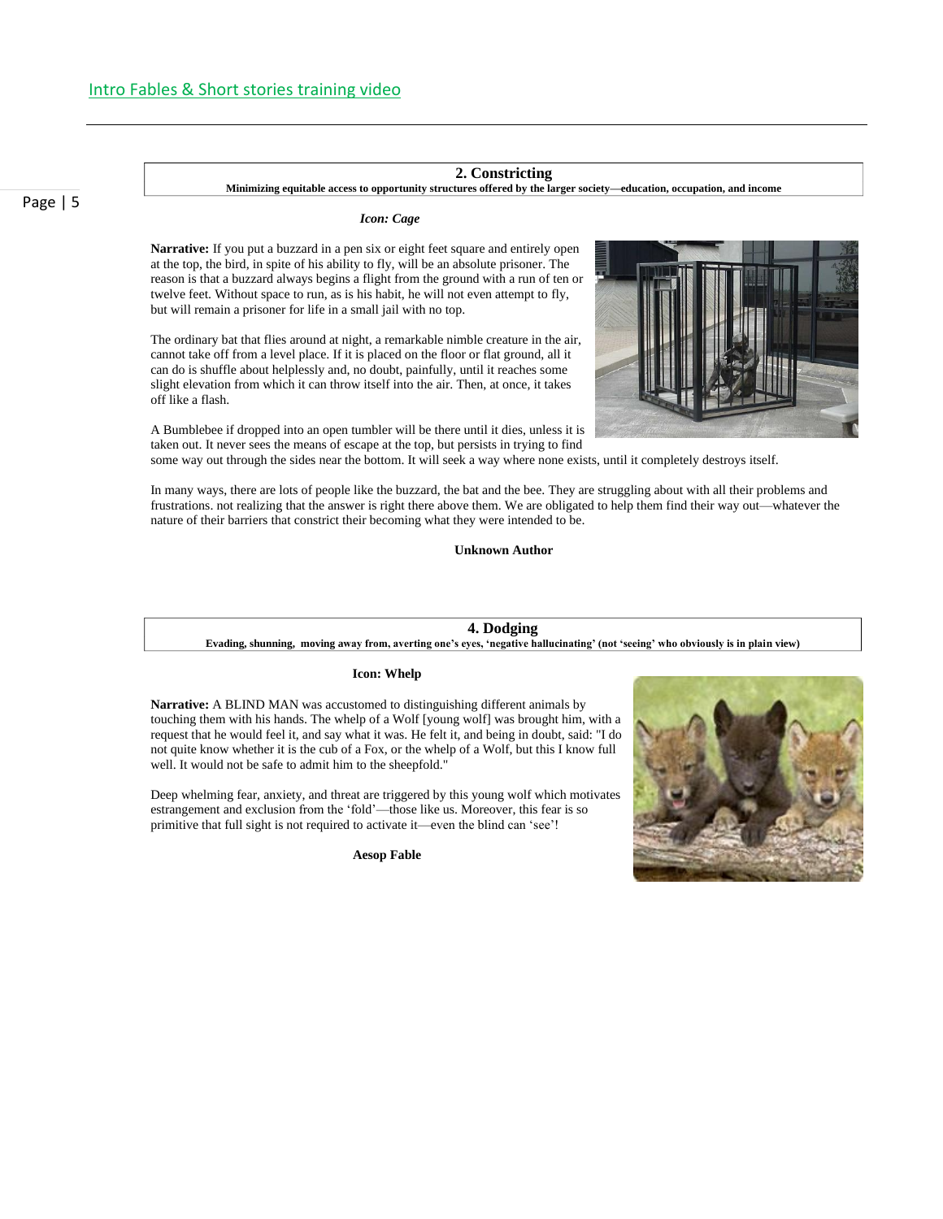[Intro Fables & Short stories training video]

## 2. Constricting

**Minimizing equitable access to opportunity structures offered by the larger society—education, occupation, and income**

***Icon: Cage***

**Narrative:** If you put a buzzard in a pen six or eight feet square and entirely open at the top, the bird, in spite of his ability to fly, will be an absolute prisoner. The reason is that a buzzard always begins a flight from the ground with a run of ten or twelve feet. Without space to run, as is his habit, he will not even attempt to fly, but will remain a prisoner for life in a small jail with no top.

The ordinary bat that flies around at night, a remarkable nimble creature in the air, cannot take off from a level place. If it is placed on the floor or flat ground, all it can do is shuffle about helplessly and, no doubt, painfully, until it reaches some slight elevation from which it can throw itself into the air. Then, at once, it takes off like a flash.

A Bumblebee if dropped into an open tumbler will be there until it dies, unless it is taken out. It never sees the means of escape at the top, but persists in trying to find some way out through the sides near the bottom. It will seek a way where none exists, until it completely destroys itself.

In many ways, there are lots of people like the buzzard, the bat and the bee. They are struggling about with all their problems and frustrations. not realizing that the answer is right there above them. We are obligated to help them find their way out—whatever the nature of their barriers that constrict their becoming what they were intended to be.

**Unknown Author**

## 4. Dodging

**Evading, shunning, moving away from, averting one's eyes, 'negative hallucinating' (not 'seeing' who obviously is in plain view)**

**Icon: Whelp**

**Narrative:** A BLIND MAN was accustomed to distinguishing different animals by touching them with his hands. The whelp of a Wolf [young wolf] was brought him, with a request that he would feel it, and say what it was. He felt it, and being in doubt, said: "I do not quite know whether it is the cub of a Fox, or the whelp of a Wolf, but this I know full well. It would not be safe to admit him to the sheepfold."

Deep whelming fear, anxiety, and threat are triggered by this young wolf which motivates estrangement and exclusion from the 'fold'—those like us. Moreover, this fear is so primitive that full sight is not required to activate it—even the blind can 'see'!

**Aesop Fable**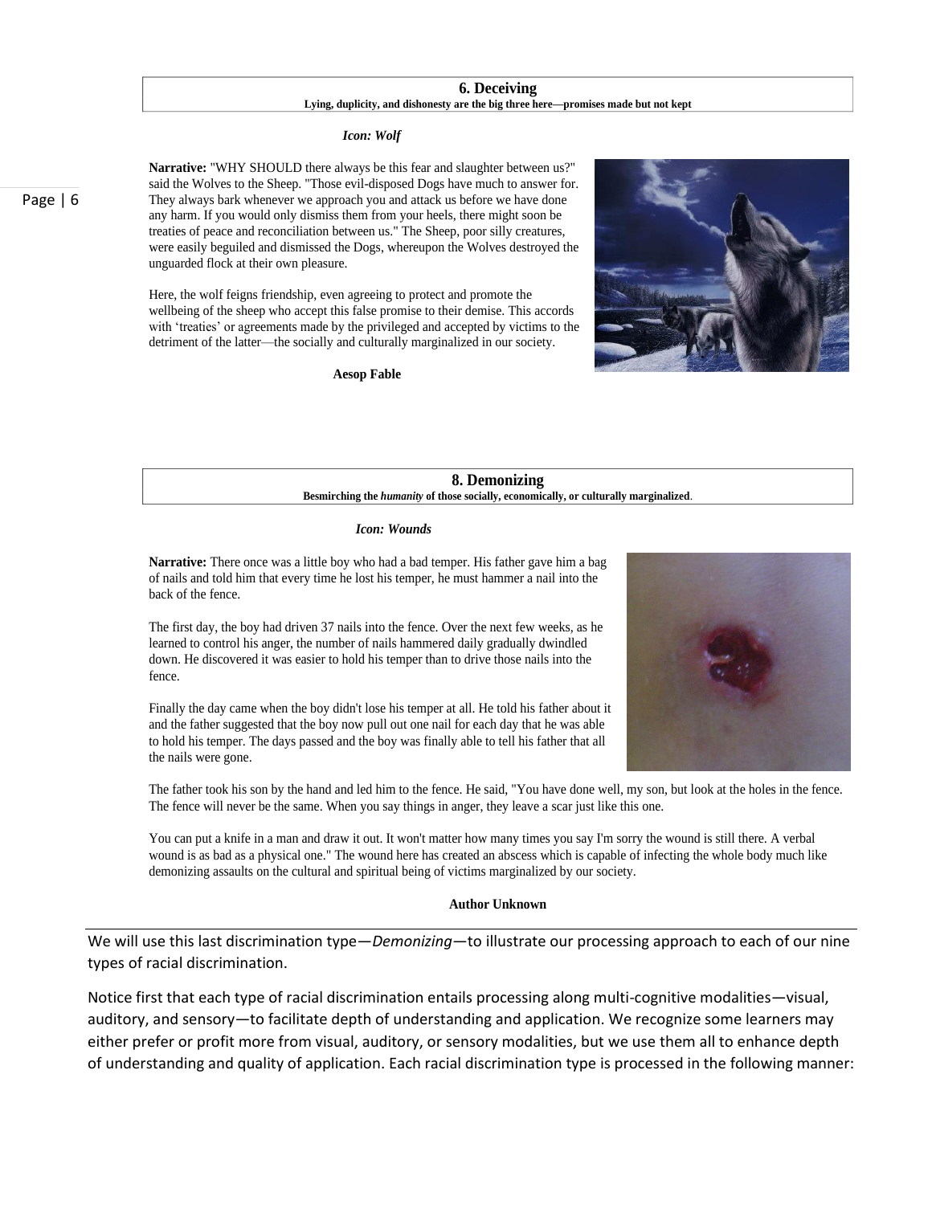## 6. Deceiving

**Lying, duplicity, and dishonesty are the big three here—promises made but not kept**

***Icon: Wolf***

**Narrative:** "WHY SHOULD there always be this fear and slaughter between us?" said the Wolves to the Sheep. "Those evil-disposed Dogs have much to answer for. They always bark whenever we approach you and attack us before we have done any harm. If you would only dismiss them from your heels, there might soon be treaties of peace and reconciliation between us." The Sheep, poor silly creatures, were easily beguiled and dismissed the Dogs, whereupon the Wolves destroyed the unguarded flock at their own pleasure.

Here, the wolf feigns friendship, even agreeing to protect and promote the wellbeing of the sheep who accept this false promise to their demise. This accords with 'treaties' or agreements made by the privileged and accepted by victims to the detriment of the latter—the socially and culturally marginalized in our society.

**Aesop Fable**

## 8. Demonizing

**Besmirching the *humanity* of those socially, economically, or culturally marginalized.**

***Icon: Wounds***

**Narrative:** There once was a little boy who had a bad temper. His father gave him a bag of nails and told him that every time he lost his temper, he must hammer a nail into the back of the fence.

The first day, the boy had driven 37 nails into the fence. Over the next few weeks, as he learned to control his anger, the number of nails hammered daily gradually dwindled down. He discovered it was easier to hold his temper than to drive those nails into the fence.

Finally the day came when the boy didn't lose his temper at all. He told his father about it and the father suggested that the boy now pull out one nail for each day that he was able to hold his temper. The days passed and the boy was finally able to tell his father that all the nails were gone.

The father took his son by the hand and led him to the fence. He said, "You have done well, my son, but look at the holes in the fence. The fence will never be the same. When you say things in anger, they leave a scar just like this one.

You can put a knife in a man and draw it out. It won't matter how many times you say I'm sorry the wound is still there. A verbal wound is as bad as a physical one." The wound here has created an abscess which is capable of infecting the whole body much like demonizing assaults on the cultural and spiritual being of victims marginalized by our society.

**Author Unknown**

We will use this last discrimination type—*Demonizing*—to illustrate our processing approach to each of our nine types of racial discrimination.

Notice first that each type of racial discrimination entails processing along multi-cognitive modalities—visual, auditory, and sensory—to facilitate depth of understanding and application. We recognize some learners may either prefer or profit more from visual, auditory, or sensory modalities, but we use them all to enhance depth of understanding and quality of application. Each racial discrimination type is processed in the following manner: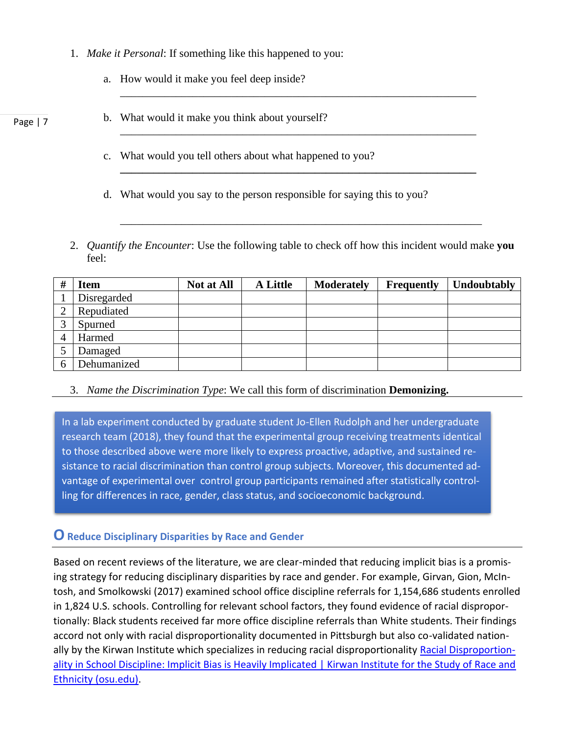1. *Make it Personal*: If something like this happened to you:

    a. How would it make you feel deep inside?

    ______________________________________________________________

    b. What would it make you think about yourself?

    ______________________________________________________________

    c. What would you tell others about what happened to you?

    ______________________________________________________________

    d. What would you say to the person responsible for saying this to you?

    ______________________________________________________________

2. *Quantify the Encounter*: Use the following table to check off how this incident would make **you** feel:

| # | Item | Not at All | A Little | Moderately | Frequently | Undoubtably |
|---|---|---|---|---|---|---|
| 1 | Disregarded | | | | | |
| 2 | Repudiated | | | | | |
| 3 | Spurned | | | | | |
| 4 | Harmed | | | | | |
| 5 | Damaged | | | | | |
| 6 | Dehumanized | | | | | |

3. *Name the Discrimination Type*: We call this form of discrimination **Demonizing.**

> In a lab experiment conducted by graduate student Jo-Ellen Rudolph and her undergraduate research team (2018), they found that the experimental group receiving treatments identical to those described above were more likely to express proactive, adaptive, and sustained resistance to racial discrimination than control group subjects. Moreover, this documented advantage of experimental over control group participants remained after statistically controlling for differences in race, gender, class status, and socioeconomic background.

## O Reduce Disciplinary Disparities by Race and Gender

Based on recent reviews of the literature, we are clear-minded that reducing implicit bias is a promising strategy for reducing disciplinary disparities by race and gender. For example, Girvan, Gion, McIntosh, and Smolkowski (2017) examined school office discipline referrals for 1,154,686 students enrolled in 1,824 U.S. schools. Controlling for relevant school factors, they found evidence of racial disproportionally: Black students received far more office discipline referrals than White students. Their findings accord not only with racial disproportionality documented in Pittsburgh but also co-validated nationally by the Kirwan Institute which specializes in reducing racial disproportionality [Racial Disproportionality in School Discipline: Implicit Bias is Heavily Implicated | Kirwan Institute for the Study of Race and Ethnicity (osu.edu)].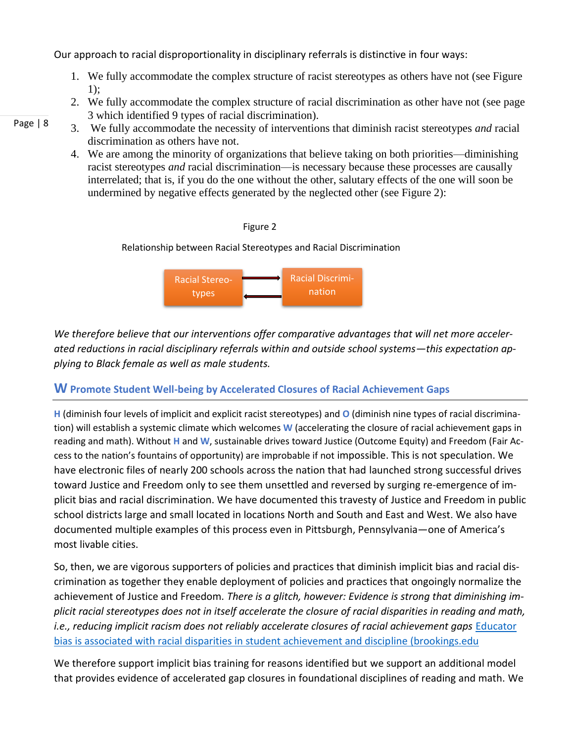Our approach to racial disproportionality in disciplinary referrals is distinctive in four ways:

1. We fully accommodate the complex structure of racist stereotypes as others have not (see Figure 1);
2. We fully accommodate the complex structure of racial discrimination as other have not (see page 3 which identified 9 types of racial discrimination).
3. We fully accommodate the necessity of interventions that diminish racist stereotypes *and* racial discrimination as others have not.
4. We are among the minority of organizations that believe taking on both priorities—diminishing racist stereotypes *and* racial discrimination—is necessary because these processes are causally interrelated; that is, if you do the one without the other, salutary effects of the one will soon be undermined by negative effects generated by the neglected other (see Figure 2):

Figure 2

Relationship between Racial Stereotypes and Racial Discrimination

Racial Stereotypes ⇄ Racial Discrimination

*We therefore believe that our interventions offer comparative advantages that will net more accelerated reductions in racial disciplinary referrals within and outside school systems—this expectation applying to Black female as well as male students.*

## **W** Promote Student Well-being by Accelerated Closures of Racial Achievement Gaps

**H** (diminish four levels of implicit and explicit racist stereotypes) and **O** (diminish nine types of racial discrimination) will establish a systemic climate which welcomes **W** (accelerating the closure of racial achievement gaps in reading and math). Without **H** and **W**, sustainable drives toward Justice (Outcome Equity) and Freedom (Fair Access to the nation's fountains of opportunity) are improbable if not impossible. This is not speculation. We have electronic files of nearly 200 schools across the nation that had launched strong successful drives toward Justice and Freedom only to see them unsettled and reversed by surging re-emergence of implicit bias and racial discrimination. We have documented this travesty of Justice and Freedom in public school districts large and small located in locations North and South and East and West. We also have documented multiple examples of this process even in Pittsburgh, Pennsylvania—one of America's most livable cities.

So, then, we are vigorous supporters of policies and practices that diminish implicit bias and racial discrimination as together they enable deployment of policies and practices that ongoingly normalize the achievement of Justice and Freedom. *There is a glitch, however: Evidence is strong that diminishing implicit racial stereotypes does not in itself accelerate the closure of racial disparities in reading and math, i.e., reducing implicit racism does not reliably accelerate closures of racial achievement gaps* Educator bias is associated with racial disparities in student achievement and discipline (brookings.edu

We therefore support implicit bias training for reasons identified but we support an additional model that provides evidence of accelerated gap closures in foundational disciplines of reading and math. We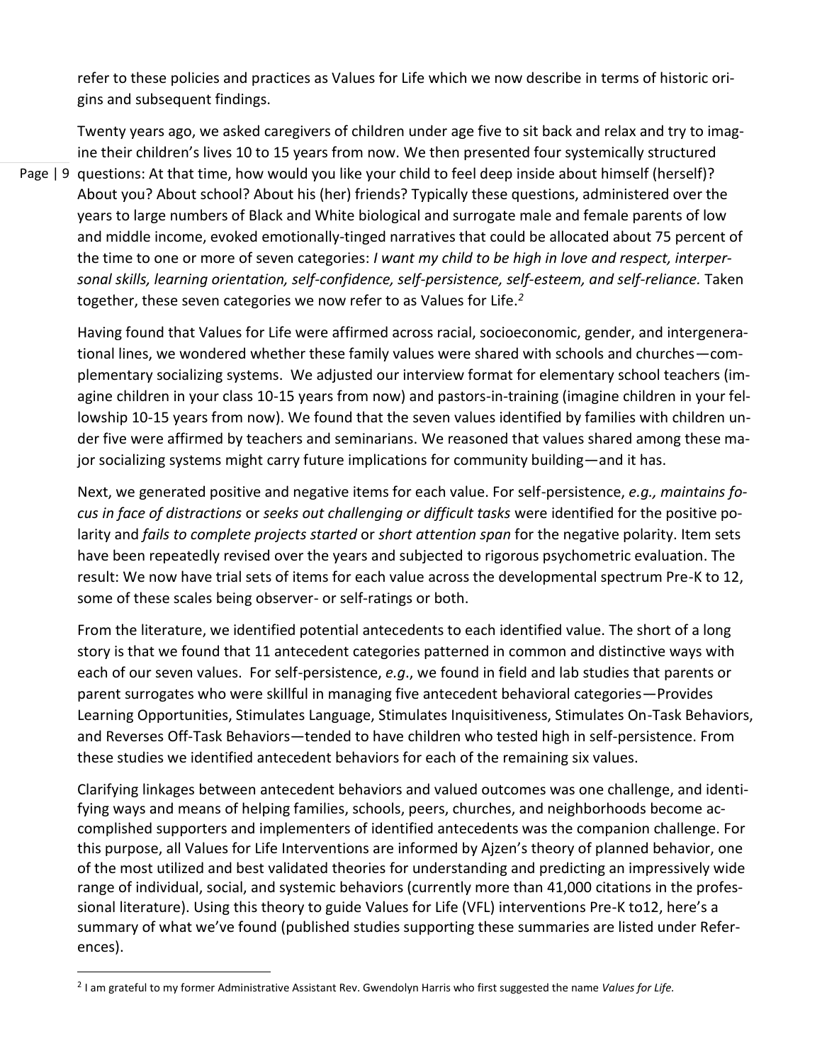refer to these policies and practices as Values for Life which we now describe in terms of historic origins and subsequent findings.

Twenty years ago, we asked caregivers of children under age five to sit back and relax and try to imagine their children's lives 10 to 15 years from now. We then presented four systemically structured questions: At that time, how would you like your child to feel deep inside about himself (herself)? About you? About school? About his (her) friends? Typically these questions, administered over the years to large numbers of Black and White biological and surrogate male and female parents of low and middle income, evoked emotionally-tinged narratives that could be allocated about 75 percent of the time to one or more of seven categories: *I want my child to be high in love and respect, interpersonal skills, learning orientation, self-confidence, self-persistence, self-esteem, and self-reliance.* Taken together, these seven categories we now refer to as Values for Life.[2]

Having found that Values for Life were affirmed across racial, socioeconomic, gender, and intergenerational lines, we wondered whether these family values were shared with schools and churches—complementary socializing systems. We adjusted our interview format for elementary school teachers (imagine children in your class 10-15 years from now) and pastors-in-training (imagine children in your fellowship 10-15 years from now). We found that the seven values identified by families with children under five were affirmed by teachers and seminarians. We reasoned that values shared among these major socializing systems might carry future implications for community building—and it has.

Next, we generated positive and negative items for each value. For self-persistence, *e.g., maintains focus in face of distractions* or *seeks out challenging or difficult tasks* were identified for the positive polarity and *fails to complete projects started* or *short attention span* for the negative polarity. Item sets have been repeatedly revised over the years and subjected to rigorous psychometric evaluation. The result: We now have trial sets of items for each value across the developmental spectrum Pre-K to 12, some of these scales being observer- or self-ratings or both.

From the literature, we identified potential antecedents to each identified value. The short of a long story is that we found that 11 antecedent categories patterned in common and distinctive ways with each of our seven values. For self-persistence, *e.g*., we found in field and lab studies that parents or parent surrogates who were skillful in managing five antecedent behavioral categories—Provides Learning Opportunities, Stimulates Language, Stimulates Inquisitiveness, Stimulates On-Task Behaviors, and Reverses Off-Task Behaviors—tended to have children who tested high in self-persistence. From these studies we identified antecedent behaviors for each of the remaining six values.

Clarifying linkages between antecedent behaviors and valued outcomes was one challenge, and identifying ways and means of helping families, schools, peers, churches, and neighborhoods become accomplished supporters and implementers of identified antecedents was the companion challenge. For this purpose, all Values for Life Interventions are informed by Ajzen's theory of planned behavior, one of the most utilized and best validated theories for understanding and predicting an impressively wide range of individual, social, and systemic behaviors (currently more than 41,000 citations in the professional literature). Using this theory to guide Values for Life (VFL) interventions Pre-K to12, here's a summary of what we've found (published studies supporting these summaries are listed under References).

[2] I am grateful to my former Administrative Assistant Rev. Gwendolyn Harris who first suggested the name *Values for Life.*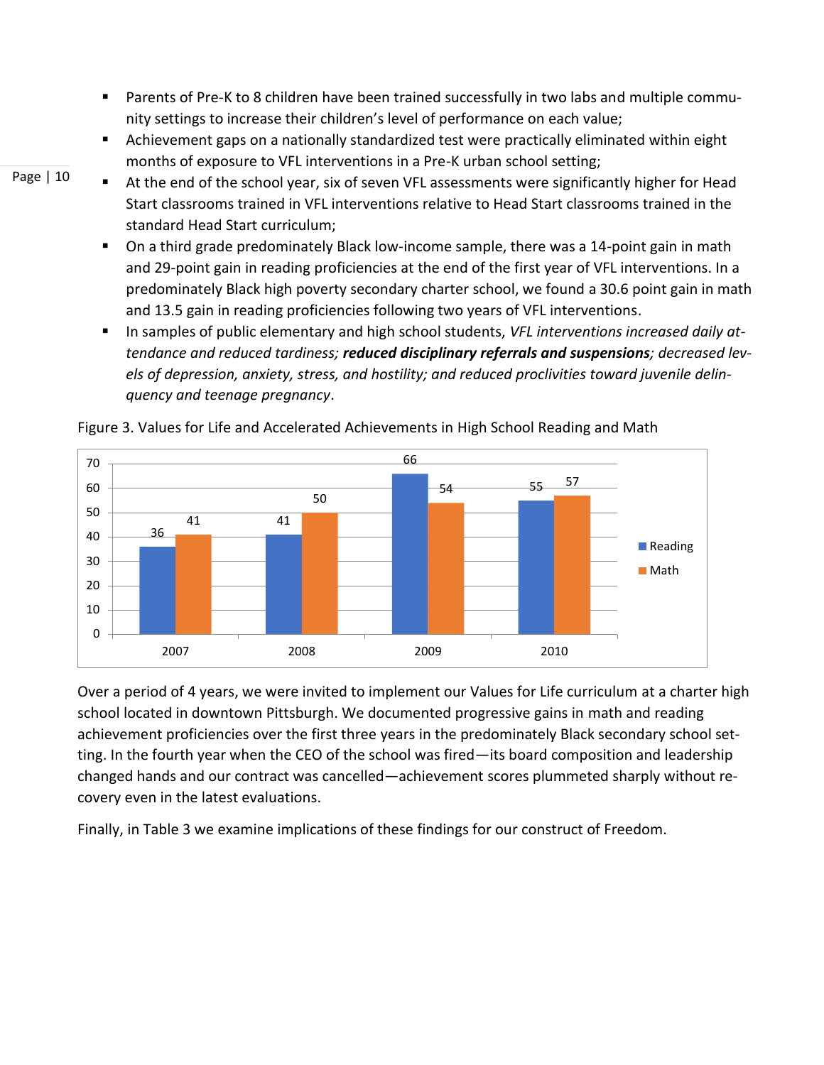- Parents of Pre-K to 8 children have been trained successfully in two labs and multiple community settings to increase their children's level of performance on each value;
- Achievement gaps on a nationally standardized test were practically eliminated within eight months of exposure to VFL interventions in a Pre-K urban school setting;
- At the end of the school year, six of seven VFL assessments were significantly higher for Head Start classrooms trained in VFL interventions relative to Head Start classrooms trained in the standard Head Start curriculum;
- On a third grade predominately Black low-income sample, there was a 14-point gain in math and 29-point gain in reading proficiencies at the end of the first year of VFL interventions. In a predominately Black high poverty secondary charter school, we found a 30.6 point gain in math and 13.5 gain in reading proficiencies following two years of VFL interventions.
- In samples of public elementary and high school students, *VFL interventions increased daily attendance and reduced tardiness;* ***reduced disciplinary referrals and suspensions****; decreased levels of depression, anxiety, stress, and hostility; and reduced proclivities toward juvenile delinquency and teenage pregnancy*.

Figure 3. Values for Life and Accelerated Achievements in High School Reading and Math

| Year | Reading | Math |
|---|---|---|
| 2007 | 36 | 41 |
| 2008 | 41 | 50 |
| 2009 | 66 | 54 |
| 2010 | 55 | 57 |

Over a period of 4 years, we were invited to implement our Values for Life curriculum at a charter high school located in downtown Pittsburgh. We documented progressive gains in math and reading achievement proficiencies over the first three years in the predominately Black secondary school setting. In the fourth year when the CEO of the school was fired—its board composition and leadership changed hands and our contract was cancelled—achievement scores plummeted sharply without recovery even in the latest evaluations.

Finally, in Table 3 we examine implications of these findings for our construct of Freedom.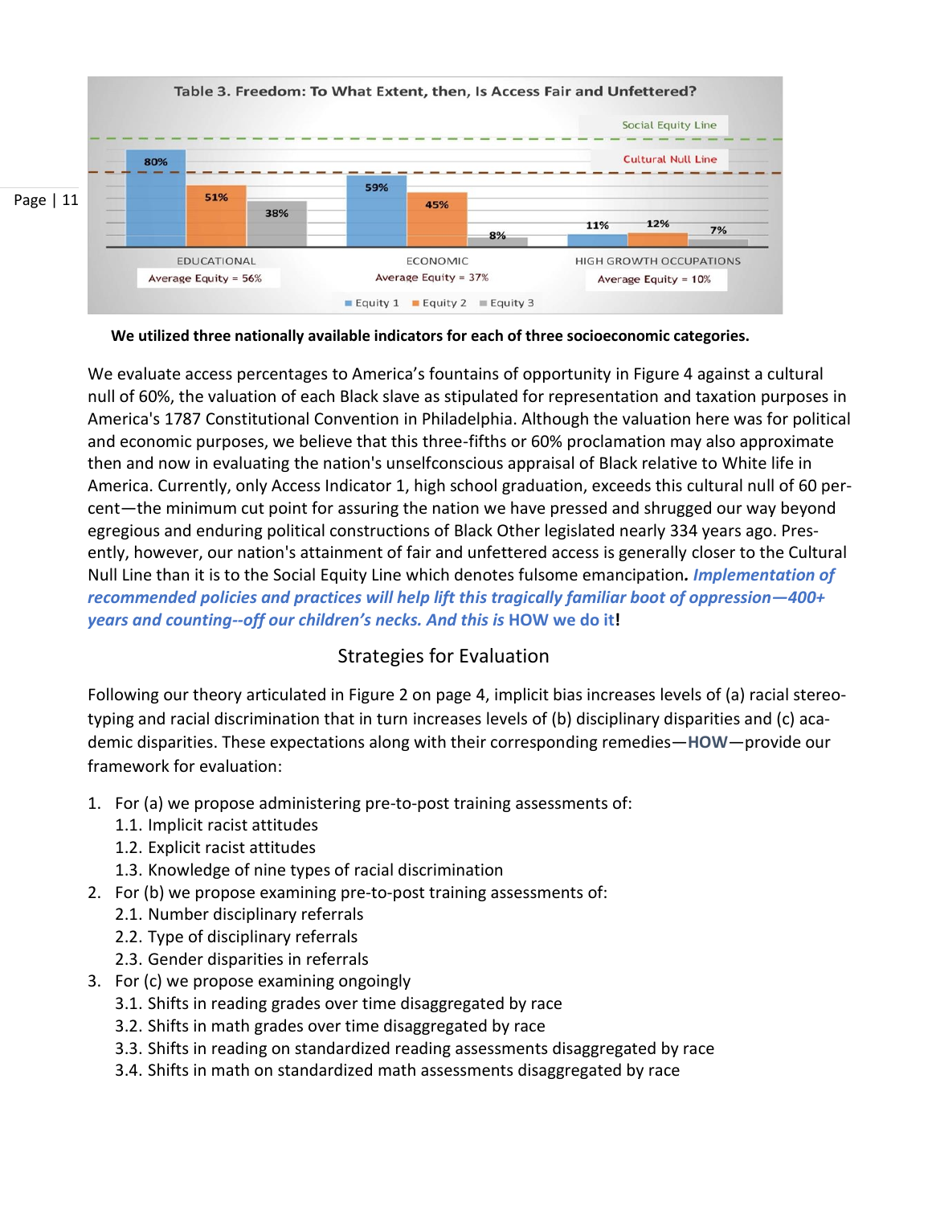**Table 3. Freedom: To What Extent, then, Is Access Fair and Unfettered?**

| | Equity 1 | Equity 2 | Equity 3 | Average Equity |
|---|---|---|---|---|
| EDUCATIONAL | 80% | 51% | 38% | 56% |
| ECONOMIC | 59% | 45% | 8% | 37% |
| HIGH GROWTH OCCUPATIONS | 11% | 12% | 7% | 10% |

Social Equity Line

Cultural Null Line

**We utilized three nationally available indicators for each of three socioeconomic categories.**

We evaluate access percentages to America's fountains of opportunity in Figure 4 against a cultural null of 60%, the valuation of each Black slave as stipulated for representation and taxation purposes in America's 1787 Constitutional Convention in Philadelphia. Although the valuation here was for political and economic purposes, we believe that this three-fifths or 60% proclamation may also approximate then and now in evaluating the nation's unselfconscious appraisal of Black relative to White life in America. Currently, only Access Indicator 1, high school graduation, exceeds this cultural null of 60 percent—the minimum cut point for assuring the nation we have pressed and shrugged our way beyond egregious and enduring political constructions of Black Other legislated nearly 334 years ago. Presently, however, our nation's attainment of fair and unfettered access is generally closer to the Cultural Null Line than it is to the Social Equity Line which denotes fulsome emancipation***. Implementation of recommended policies and practices will help lift this tragically familiar boot of oppression—400+ years and counting--off our children's necks. And this is*** **HOW we do it!**

## Strategies for Evaluation

Following our theory articulated in Figure 2 on page 4, implicit bias increases levels of (a) racial stereotyping and racial discrimination that in turn increases levels of (b) disciplinary disparities and (c) academic disparities. These expectations along with their corresponding remedies—**HOW**—provide our framework for evaluation:

1. For (a) we propose administering pre-to-post training assessments of:
   1.1. Implicit racist attitudes
   1.2. Explicit racist attitudes
   1.3. Knowledge of nine types of racial discrimination
2. For (b) we propose examining pre-to-post training assessments of:
   2.1. Number disciplinary referrals
   2.2. Type of disciplinary referrals
   2.3. Gender disparities in referrals
3. For (c) we propose examining ongoingly
   3.1. Shifts in reading grades over time disaggregated by race
   3.2. Shifts in math grades over time disaggregated by race
   3.3. Shifts in reading on standardized reading assessments disaggregated by race
   3.4. Shifts in math on standardized math assessments disaggregated by race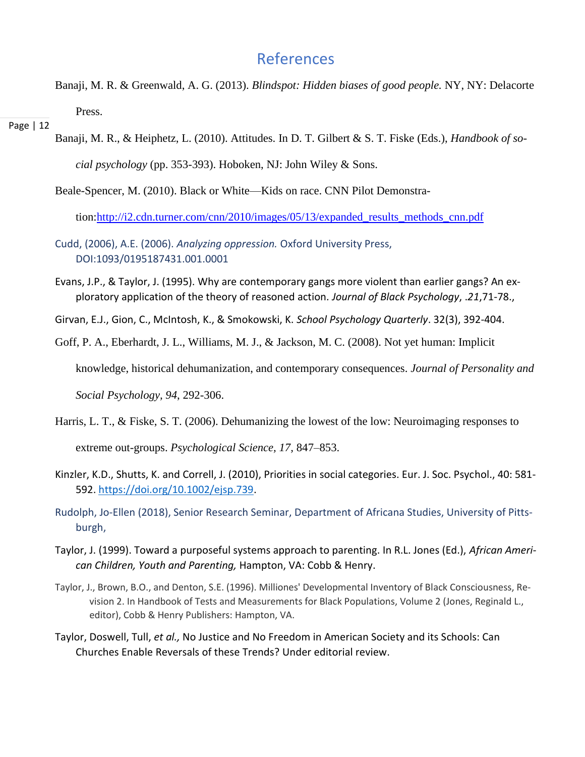# References

Banaji, M. R. & Greenwald, A. G. (2013). *Blindspot: Hidden biases of good people.* NY, NY: Delacorte Press.

Banaji, M. R., & Heiphetz, L. (2010). Attitudes. In D. T. Gilbert & S. T. Fiske (Eds.), *Handbook of social psychology* (pp. 353-393). Hoboken, NJ: John Wiley & Sons.

Beale-Spencer, M. (2010). Black or White—Kids on race. CNN Pilot Demonstration:http://i2.cdn.turner.com/cnn/2010/images/05/13/expanded_results_methods_cnn.pdf

Cudd, (2006), A.E. (2006). *Analyzing oppression.* Oxford University Press, DOI:1093/0195187431.001.0001

Evans, J.P., & Taylor, J. (1995). Why are contemporary gangs more violent than earlier gangs? An exploratory application of the theory of reasoned action. *Journal of Black Psychology*, *.21*,71-78.,

Girvan, E.J., Gion, C., McIntosh, K., & Smokowski, K. *School Psychology Quarterly*. 32(3), 392-404.

Goff, P. A., Eberhardt, J. L., Williams, M. J., & Jackson, M. C. (2008). Not yet human: Implicit knowledge, historical dehumanization, and contemporary consequences. *Journal of Personality and Social Psychology*, *94*, 292-306.

Harris, L. T., & Fiske, S. T. (2006). Dehumanizing the lowest of the low: Neuroimaging responses to extreme out-groups. *Psychological Science*, *17*, 847–853.

Kinzler, K.D., Shutts, K. and Correll, J. (2010), Priorities in social categories. Eur. J. Soc. Psychol., 40: 581-592. https://doi.org/10.1002/ejsp.739.

Rudolph, Jo-Ellen (2018), Senior Research Seminar, Department of Africana Studies, University of Pittsburgh,

Taylor, J. (1999). Toward a purposeful systems approach to parenting. In R.L. Jones (Ed.), *African American Children, Youth and Parenting,* Hampton, VA: Cobb & Henry.

Taylor, J., Brown, B.O., and Denton, S.E. (1996). Milliones' Developmental Inventory of Black Consciousness, Revision 2. In Handbook of Tests and Measurements for Black Populations, Volume 2 (Jones, Reginald L., editor), Cobb & Henry Publishers: Hampton, VA.

Taylor, Doswell, Tull, *et al.,* No Justice and No Freedom in American Society and its Schools: Can Churches Enable Reversals of these Trends? Under editorial review.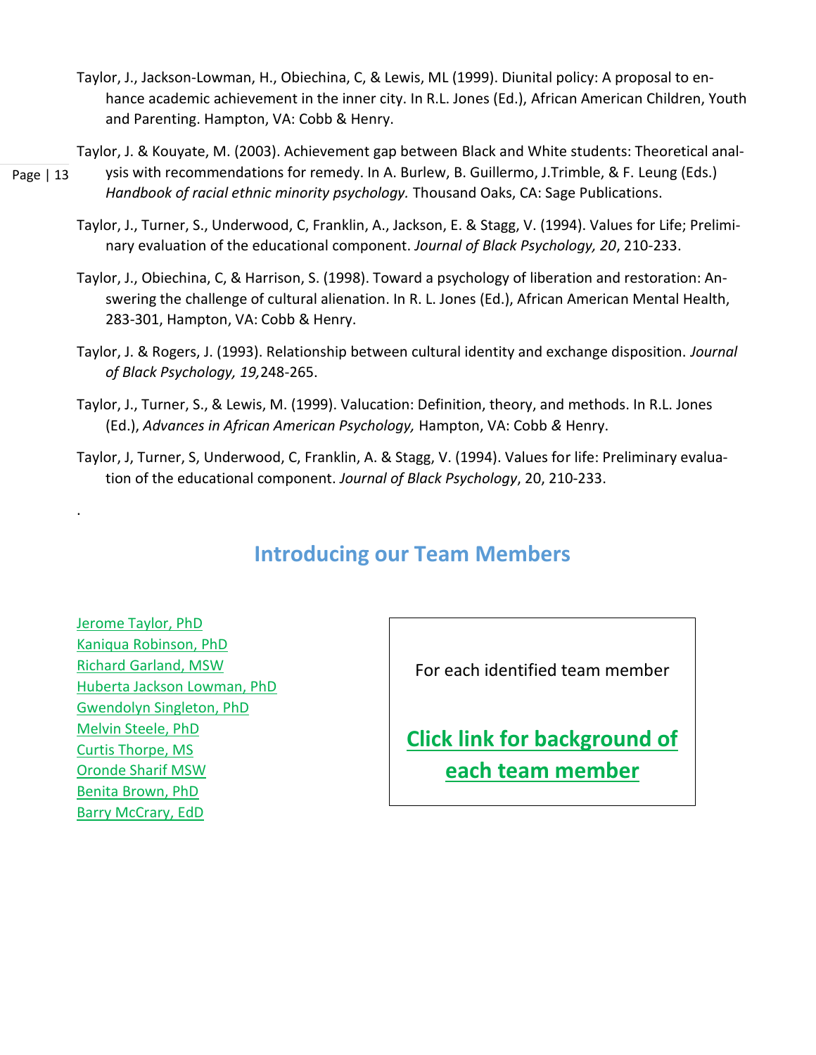Taylor, J., Jackson-Lowman, H., Obiechina, C, & Lewis, ML (1999). Diunital policy: A proposal to enhance academic achievement in the inner city. In R.L. Jones (Ed.), African American Children, Youth and Parenting. Hampton, VA: Cobb & Henry.

Taylor, J. & Kouyate, M. (2003). Achievement gap between Black and White students: Theoretical analysis with recommendations for remedy. In A. Burlew, B. Guillermo, J.Trimble, & F. Leung (Eds.) *Handbook of racial ethnic minority psychology.* Thousand Oaks, CA: Sage Publications.

Taylor, J., Turner, S., Underwood, C, Franklin, A., Jackson, E. & Stagg, V. (1994). Values for Life; Preliminary evaluation of the educational component. *Journal of Black Psychology, 20*, 210-233.

Taylor, J., Obiechina, C, & Harrison, S. (1998). Toward a psychology of liberation and restoration: Answering the challenge of cultural alienation. In R. L. Jones (Ed.), African American Mental Health, 283-301, Hampton, VA: Cobb & Henry.

Taylor, J. & Rogers, J. (1993). Relationship between cultural identity and exchange disposition. *Journal of Black Psychology, 19,*248-265.

Taylor, J., Turner, S., & Lewis, M. (1999). Valucation: Definition, theory, and methods. In R.L. Jones (Ed.), *Advances in African American Psychology,* Hampton, VA: Cobb & Henry.

Taylor, J, Turner, S, Underwood, C, Franklin, A. & Stagg, V. (1994). Values for life: Preliminary evaluation of the educational component. *Journal of Black Psychology*, 20, 210-233.

.

## Introducing our Team Members

Jerome Taylor, PhD
Kaniqua Robinson, PhD
Richard Garland, MSW
Huberta Jackson Lowman, PhD
Gwendolyn Singleton, PhD
Melvin Steele, PhD
Curtis Thorpe, MS
Oronde Sharif MSW
Benita Brown, PhD
Barry McCrary, EdD

For each identified team member

**Click link for background of each team member**